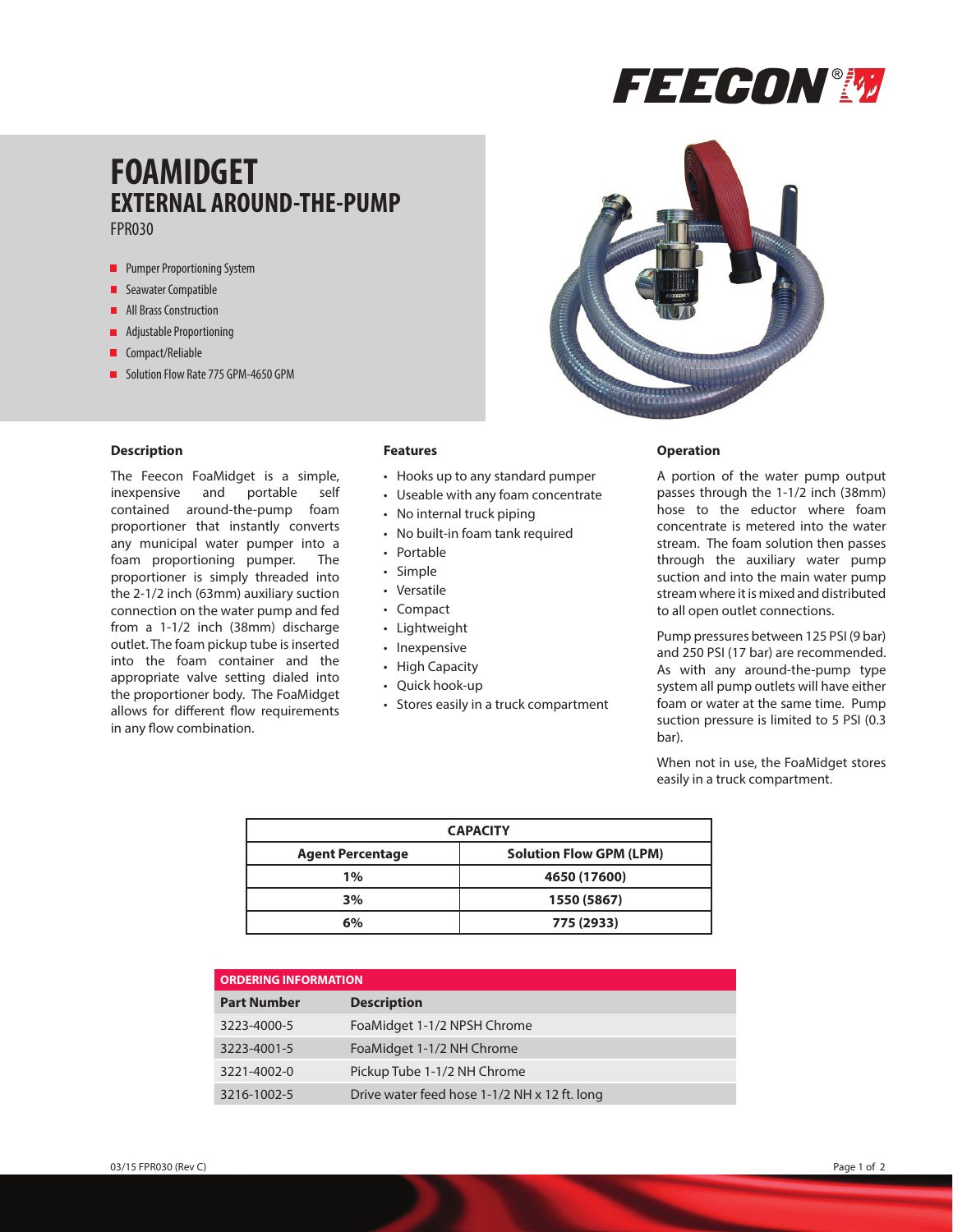FEECON®

# FOAMIDGET
## EXTERNAL AROUND-THE-PUMP
FPR030

- Pumper Proportioning System
- Seawater Compatible
- All Brass Construction
- Adjustable Proportioning
- Compact/Reliable
- Solution Flow Rate 775 GPM-4650 GPM

### Description

The Feecon FoaMidget is a simple, inexpensive and portable self contained around-the-pump foam proportioner that instantly converts any municipal water pumper into a foam proportioning pumper. The proportioner is simply threaded into the 2-1/2 inch (63mm) auxiliary suction connection on the water pump and fed from a 1-1/2 inch (38mm) discharge outlet. The foam pickup tube is inserted into the foam container and the appropriate valve setting dialed into the proportioner body. The FoaMidget allows for different flow requirements in any flow combination.

### Features

- Hooks up to any standard pumper
- Useable with any foam concentrate
- No internal truck piping
- No built-in foam tank required
- Portable
- Simple
- Versatile
- Compact
- Lightweight
- Inexpensive
- High Capacity
- Quick hook-up
- Stores easily in a truck compartment

### Operation

A portion of the water pump output passes through the 1-1/2 inch (38mm) hose to the eductor where foam concentrate is metered into the water stream. The foam solution then passes through the auxiliary water pump suction and into the main water pump stream where it is mixed and distributed to all open outlet connections.

Pump pressures between 125 PSI (9 bar) and 250 PSI (17 bar) are recommended. As with any around-the-pump type system all pump outlets will have either foam or water at the same time. Pump suction pressure is limited to 5 PSI (0.3 bar).

When not in use, the FoaMidget stores easily in a truck compartment.

| CAPACITY | |
|---|---|
| **Agent Percentage** | **Solution Flow GPM (LPM)** |
| **1%** | **4650 (17600)** |
| **3%** | **1550 (5867)** |
| **6%** | **775 (2933)** |

**ORDERING INFORMATION**

| Part Number | Description |
|---|---|
| 3223-4000-5 | FoaMidget 1-1/2 NPSH Chrome |
| 3223-4001-5 | FoaMidget 1-1/2 NH Chrome |
| 3221-4002-0 | Pickup Tube 1-1/2 NH Chrome |
| 3216-1002-5 | Drive water feed hose 1-1/2 NH x 12 ft. long |

03/15 FPR030 (Rev C)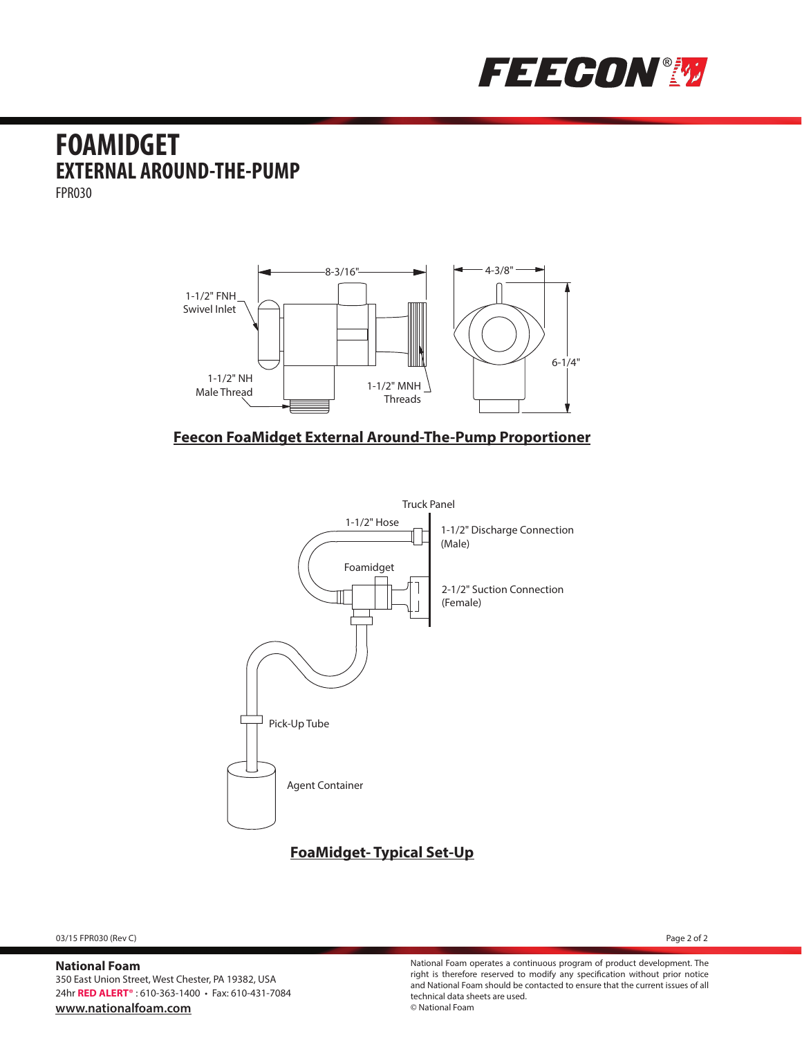# FOAMIDGET

## EXTERNAL AROUND-THE-PUMP

FPR030

8-3/16"

4-3/8"

1-1/2" FNH Swivel Inlet

6-1/4"

1-1/2" NH Male Thread

1-1/2" MNH Threads

**Feecon FoaMidget External Around-The-Pump Proportioner**

Truck Panel

1-1/2" Hose

1-1/2" Discharge Connection (Male)

Foamidget

2-1/2" Suction Connection (Female)

Pick-Up Tube

Agent Container

**FoaMidget- Typical Set-Up**

03/15 FPR030 (Rev C)

**National Foam**
350 East Union Street, West Chester, PA 19382, USA
24hr **RED ALERT®** : 610-363-1400 • Fax: 610-431-7084
www.nationalfoam.com

National Foam operates a continuous program of product development. The right is therefore reserved to modify any specification without prior notice and National Foam should be contacted to ensure that the current issues of all technical data sheets are used.
© National Foam